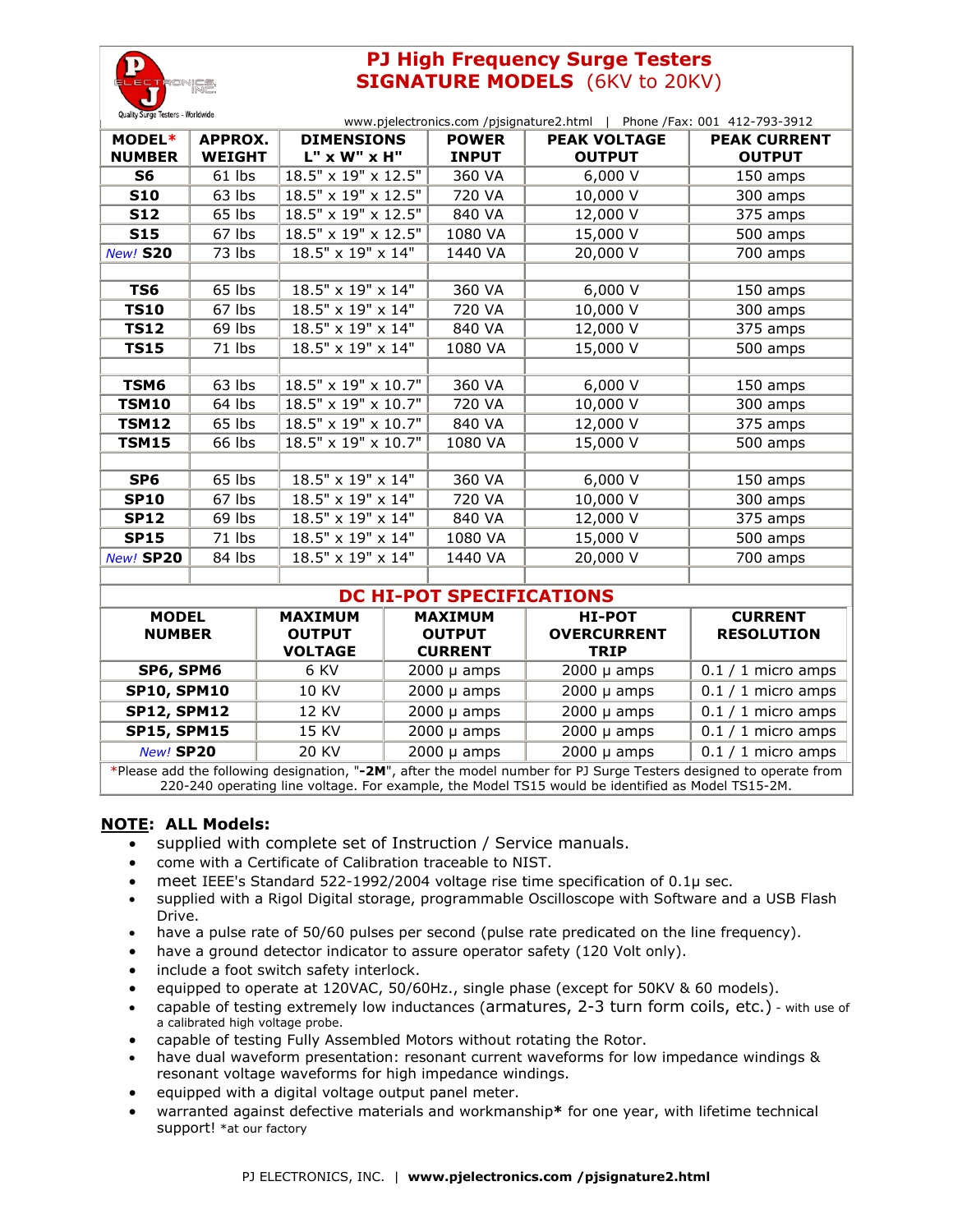# PJ High Frequency Surge Testers
## SIGNATURE MODELS (6KV to 20KV)

Quality Surge Testers - Worldwide

www.pjelectronics.com /pjsignature2.html | Phone /Fax: 001 412-793-3912

| MODEL* NUMBER | APPROX. WEIGHT | DIMENSIONS L" x W" x H" | POWER INPUT | PEAK VOLTAGE OUTPUT | PEAK CURRENT OUTPUT |
|---|---|---|---|---|---|
| **S6** | 61 lbs | 18.5" x 19" x 12.5" | 360 VA | 6,000 V | 150 amps |
| **S10** | 63 lbs | 18.5" x 19" x 12.5" | 720 VA | 10,000 V | 300 amps |
| **S12** | 65 lbs | 18.5" x 19" x 12.5" | 840 VA | 12,000 V | 375 amps |
| **S15** | 67 lbs | 18.5" x 19" x 12.5" | 1080 VA | 15,000 V | 500 amps |
| *New!* **S20** | 73 lbs | 18.5" x 19" x 14" | 1440 VA | 20,000 V | 700 amps |
| | | | | | |
| **TS6** | 65 lbs | 18.5" x 19" x 14" | 360 VA | 6,000 V | 150 amps |
| **TS10** | 67 lbs | 18.5" x 19" x 14" | 720 VA | 10,000 V | 300 amps |
| **TS12** | 69 lbs | 18.5" x 19" x 14" | 840 VA | 12,000 V | 375 amps |
| **TS15** | 71 lbs | 18.5" x 19" x 14" | 1080 VA | 15,000 V | 500 amps |
| | | | | | |
| **TSM6** | 63 lbs | 18.5" x 19" x 10.7" | 360 VA | 6,000 V | 150 amps |
| **TSM10** | 64 lbs | 18.5" x 19" x 10.7" | 720 VA | 10,000 V | 300 amps |
| **TSM12** | 65 lbs | 18.5" x 19" x 10.7" | 840 VA | 12,000 V | 375 amps |
| **TSM15** | 66 lbs | 18.5" x 19" x 10.7" | 1080 VA | 15,000 V | 500 amps |
| | | | | | |
| **SP6** | 65 lbs | 18.5" x 19" x 14" | 360 VA | 6,000 V | 150 amps |
| **SP10** | 67 lbs | 18.5" x 19" x 14" | 720 VA | 10,000 V | 300 amps |
| **SP12** | 69 lbs | 18.5" x 19" x 14" | 840 VA | 12,000 V | 375 amps |
| **SP15** | 71 lbs | 18.5" x 19" x 14" | 1080 VA | 15,000 V | 500 amps |
| *New!* **SP20** | 84 lbs | 18.5" x 19" x 14" | 1440 VA | 20,000 V | 700 amps |

## DC HI-POT SPECIFICATIONS

| MODEL NUMBER | MAXIMUM OUTPUT VOLTAGE | MAXIMUM OUTPUT CURRENT | HI-POT OVERCURRENT TRIP | CURRENT RESOLUTION |
|---|---|---|---|---|
| **SP6, SPM6** | 6 KV | 2000 µ amps | 2000 µ amps | 0.1 / 1 micro amps |
| **SP10, SPM10** | 10 KV | 2000 µ amps | 2000 µ amps | 0.1 / 1 micro amps |
| **SP12, SPM12** | 12 KV | 2000 µ amps | 2000 µ amps | 0.1 / 1 micro amps |
| **SP15, SPM15** | 15 KV | 2000 µ amps | 2000 µ amps | 0.1 / 1 micro amps |
| *New!* **SP20** | 20 KV | 2000 µ amps | 2000 µ amps | 0.1 / 1 micro amps |

*Please add the following designation, "**-2M**", after the model number for PJ Surge Testers designed to operate from 220-240 operating line voltage. For example, the Model TS15 would be identified as Model TS15-2M.

**NOTE: ALL Models:**

- supplied with complete set of Instruction / Service manuals.
- come with a Certificate of Calibration traceable to NIST.
- meet IEEE's Standard 522-1992/2004 voltage rise time specification of 0.1µ sec.
- supplied with a Rigol Digital storage, programmable Oscilloscope with Software and a USB Flash Drive.
- have a pulse rate of 50/60 pulses per second (pulse rate predicated on the line frequency).
- have a ground detector indicator to assure operator safety (120 Volt only).
- include a foot switch safety interlock.
- equipped to operate at 120VAC, 50/60Hz., single phase (except for 50KV & 60 models).
- capable of testing extremely low inductances (armatures, 2-3 turn form coils, etc.) - with use of a calibrated high voltage probe.
- capable of testing Fully Assembled Motors without rotating the Rotor.
- have dual waveform presentation: resonant current waveforms for low impedance windings & resonant voltage waveforms for high impedance windings.
- equipped with a digital voltage output panel meter.
- warranted against defective materials and workmanship**\*** for one year, with lifetime technical support! *at our factory

PJ ELECTRONICS, INC. | **www.pjelectronics.com /pjsignature2.html**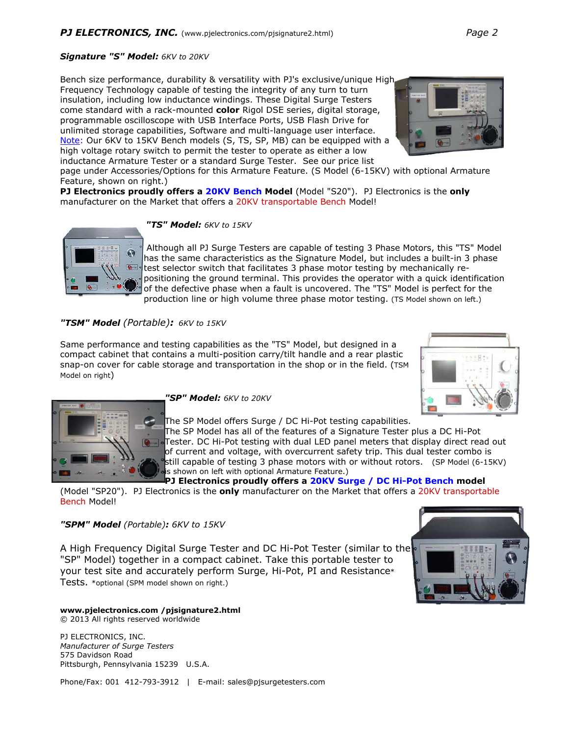***Signature "S" Model:*** *6KV to 20KV*

Bench size performance, durability & versatility with PJ's exclusive/unique High Frequency Technology capable of testing the integrity of any turn to turn insulation, including low inductance windings. These Digital Surge Testers come standard with a rack-mounted **color** Rigol DSE series, digital storage, programmable oscilloscope with USB Interface Ports, USB Flash Drive for unlimited storage capabilities, Software and multi-language user interface. Note: Our 6KV to 15KV Bench models (S, TS, SP, MB) can be equipped with a high voltage rotary switch to permit the tester to operate as either a low inductance Armature Tester or a standard Surge Tester. See our price list page under Accessories/Options for this Armature Feature. (S Model (6-15KV) with optional Armature Feature, shown on right.)

**PJ Electronics proudly offers a 20KV Bench Model** (Model "S20"). PJ Electronics is the **only** manufacturer on the Market that offers a 20KV transportable Bench Model!

***"TS" Model:*** *6KV to 15KV*

Although all PJ Surge Testers are capable of testing 3 Phase Motors, this "TS" Model has the same characteristics as the Signature Model, but includes a built-in 3 phase test selector switch that facilitates 3 phase motor testing by mechanically re-positioning the ground terminal. This provides the operator with a quick identification of the defective phase when a fault is uncovered. The "TS" Model is perfect for the production line or high volume three phase motor testing. (TS Model shown on left.)

***"TSM" Model*** *(Portable):* *6KV to 15KV*

Same performance and testing capabilities as the "TS" Model, but designed in a compact cabinet that contains a multi-position carry/tilt handle and a rear plastic snap-on cover for cable storage and transportation in the shop or in the field. (TSM Model on right)

***"SP" Model:*** *6KV to 20KV*

The SP Model offers Surge / DC Hi-Pot testing capabilities.
The SP Model has all of the features of a Signature Tester plus a DC Hi-Pot Tester. DC Hi-Pot testing with dual LED panel meters that display direct read out of current and voltage, with overcurrent safety trip. This dual tester combo is still capable of testing 3 phase motors with or without rotors. (SP Model (6-15KV) is shown on left with optional Armature Feature.)

**PJ Electronics proudly offers a 20KV Surge / DC Hi-Pot Bench model** (Model "SP20"). PJ Electronics is the **only** manufacturer on the Market that offers a 20KV transportable Bench Model!

***"SPM" Model*** *(Portable):* *6KV to 15KV*

A High Frequency Digital Surge Tester and DC Hi-Pot Tester (similar to the "SP" Model) together in a compact cabinet. Take this portable tester to your test site and accurately perform Surge, Hi-Pot, PI and Resistance* Tests. *optional (SPM model shown on right.)

**www.pjelectronics.com /pjsignature2.html**
© 2013 All rights reserved worldwide

PJ ELECTRONICS, INC.
*Manufacturer of Surge Testers*
575 Davidson Road
Pittsburgh, Pennsylvania 15239 U.S.A.

Phone/Fax: 001 412-793-3912 | E-mail: sales@pjsurgetesters.com